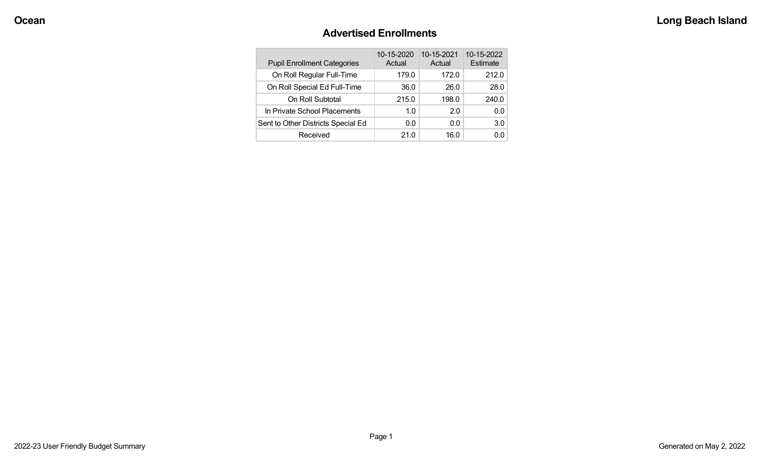Ocean

Long Beach Island

## Advertised Enrollments

| Pupil Enrollment Categories | 10-15-2020 Actual | 10-15-2021 Actual | 10-15-2022 Estimate |
|---|---|---|---|
| On Roll Regular Full-Time | 179.0 | 172.0 | 212.0 |
| On Roll Special Ed Full-Time | 36.0 | 26.0 | 28.0 |
| On Roll Subtotal | 215.0 | 198.0 | 240.0 |
| In Private School Placements | 1.0 | 2.0 | 0.0 |
| Sent to Other Districts Special Ed | 0.0 | 0.0 | 3.0 |
| Received | 21.0 | 16.0 | 0.0 |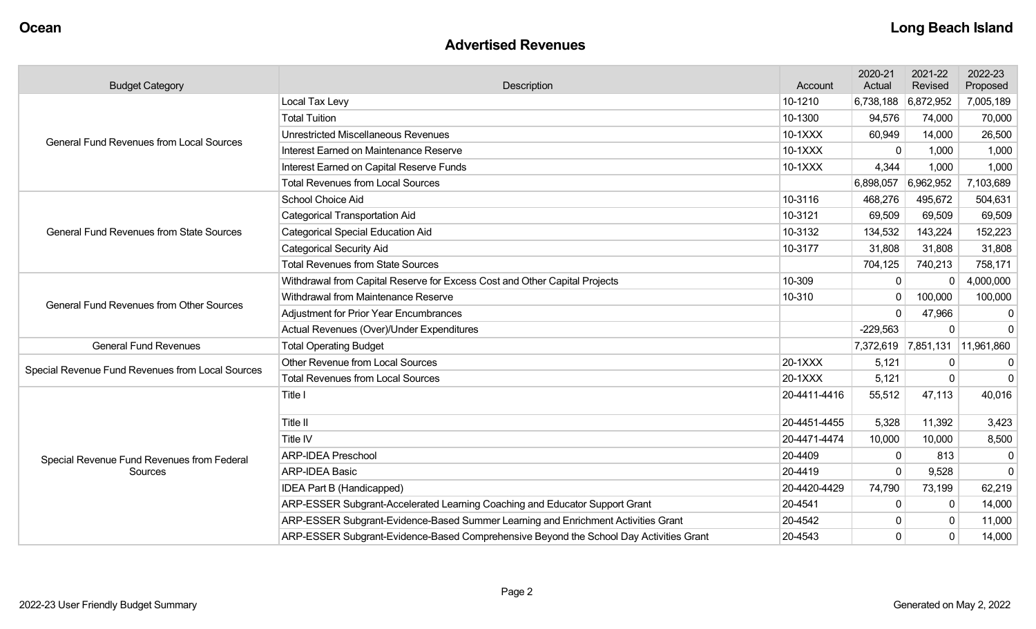## Advertised Revenues

| Budget Category | Description | Account | 2020-21 Actual | 2021-22 Revised | 2022-23 Proposed |
|---|---|---|---|---|---|
| General Fund Revenues from Local Sources | Local Tax Levy | 10-1210 | 6,738,188 | 6,872,952 | 7,005,189 |
| | Total Tuition | 10-1300 | 94,576 | 74,000 | 70,000 |
| | Unrestricted Miscellaneous Revenues | 10-1XXX | 60,949 | 14,000 | 26,500 |
| | Interest Earned on Maintenance Reserve | 10-1XXX | 0 | 1,000 | 1,000 |
| | Interest Earned on Capital Reserve Funds | 10-1XXX | 4,344 | 1,000 | 1,000 |
| | Total Revenues from Local Sources | | 6,898,057 | 6,962,952 | 7,103,689 |
| General Fund Revenues from State Sources | School Choice Aid | 10-3116 | 468,276 | 495,672 | 504,631 |
| | Categorical Transportation Aid | 10-3121 | 69,509 | 69,509 | 69,509 |
| | Categorical Special Education Aid | 10-3132 | 134,532 | 143,224 | 152,223 |
| | Categorical Security Aid | 10-3177 | 31,808 | 31,808 | 31,808 |
| | Total Revenues from State Sources | | 704,125 | 740,213 | 758,171 |
| General Fund Revenues from Other Sources | Withdrawal from Capital Reserve for Excess Cost and Other Capital Projects | 10-309 | 0 | 0 | 4,000,000 |
| | Withdrawal from Maintenance Reserve | 10-310 | 0 | 100,000 | 100,000 |
| | Adjustment for Prior Year Encumbrances | | 0 | 47,966 | 0 |
| | Actual Revenues (Over)/Under Expenditures | | -229,563 | 0 | 0 |
| General Fund Revenues | Total Operating Budget | | 7,372,619 | 7,851,131 | 11,961,860 |
| Special Revenue Fund Revenues from Local Sources | Other Revenue from Local Sources | 20-1XXX | 5,121 | 0 | 0 |
| | Total Revenues from Local Sources | 20-1XXX | 5,121 | 0 | 0 |
| Special Revenue Fund Revenues from Federal Sources | Title I | 20-4411-4416 | 55,512 | 47,113 | 40,016 |
| | Title II | 20-4451-4455 | 5,328 | 11,392 | 3,423 |
| | Title IV | 20-4471-4474 | 10,000 | 10,000 | 8,500 |
| | ARP-IDEA Preschool | 20-4409 | 0 | 813 | 0 |
| | ARP-IDEA Basic | 20-4419 | 0 | 9,528 | 0 |
| | IDEA Part B (Handicapped) | 20-4420-4429 | 74,790 | 73,199 | 62,219 |
| | ARP-ESSER Subgrant-Accelerated Learning Coaching and Educator Support Grant | 20-4541 | 0 | 0 | 14,000 |
| | ARP-ESSER Subgrant-Evidence-Based Summer Learning and Enrichment Activities Grant | 20-4542 | 0 | 0 | 11,000 |
| | ARP-ESSER Subgrant-Evidence-Based Comprehensive Beyond the School Day Activities Grant | 20-4543 | 0 | 0 | 14,000 |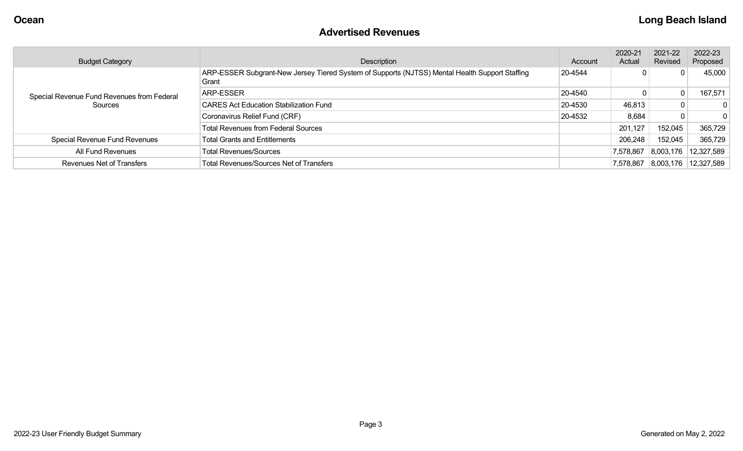## Advertised Revenues

| Budget Category | Description | Account | 2020-21 Actual | 2021-22 Revised | 2022-23 Proposed |
|---|---|---|---|---|---|
| Special Revenue Fund Revenues from Federal Sources | ARP-ESSER Subgrant-New Jersey Tiered System of Supports (NJTSS) Mental Health Support Staffing Grant | 20-4544 | 0 | 0 | 45,000 |
| | ARP-ESSER | 20-4540 | 0 | 0 | 167,571 |
| | CARES Act Education Stabilization Fund | 20-4530 | 46,813 | 0 | 0 |
| | Coronavirus Relief Fund (CRF) | 20-4532 | 8,684 | 0 | 0 |
| | Total Revenues from Federal Sources | | 201,127 | 152,045 | 365,729 |
| Special Revenue Fund Revenues | Total Grants and Entitlements | | 206,248 | 152,045 | 365,729 |
| All Fund Revenues | Total Revenues/Sources | | 7,578,867 | 8,003,176 | 12,327,589 |
| Revenues Net of Transfers | Total Revenues/Sources Net of Transfers | | 7,578,867 | 8,003,176 | 12,327,589 |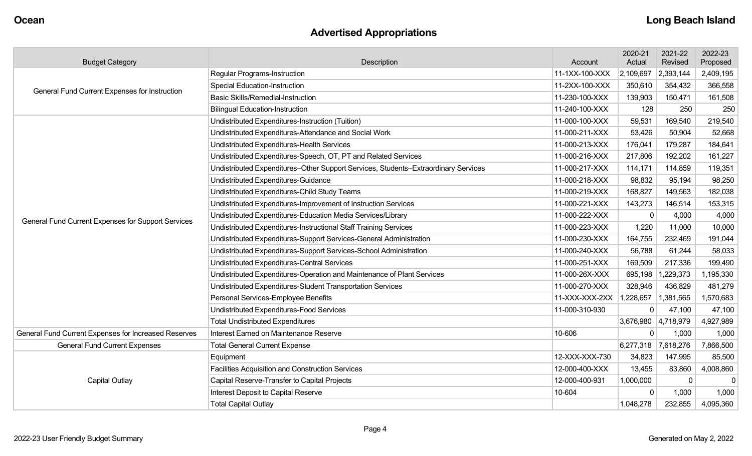**Ocean** **Long Beach Island**

## Advertised Appropriations

| Budget Category | Description | Account | 2020-21 Actual | 2021-22 Revised | 2022-23 Proposed |
|---|---|---|---|---|---|
| General Fund Current Expenses for Instruction | Regular Programs-Instruction | 11-1XX-100-XXX | 2,109,697 | 2,393,144 | 2,409,195 |
| | Special Education-Instruction | 11-2XX-100-XXX | 350,610 | 354,432 | 366,558 |
| | Basic Skills/Remedial-Instruction | 11-230-100-XXX | 139,903 | 150,471 | 161,508 |
| | Bilingual Education-Instruction | 11-240-100-XXX | 128 | 250 | 250 |
| General Fund Current Expenses for Support Services | Undistributed Expenditures-Instruction (Tuition) | 11-000-100-XXX | 59,531 | 169,540 | 219,540 |
| | Undistributed Expenditures-Attendance and Social Work | 11-000-211-XXX | 53,426 | 50,904 | 52,668 |
| | Undistributed Expenditures-Health Services | 11-000-213-XXX | 176,041 | 179,287 | 184,641 |
| | Undistributed Expenditures-Speech, OT, PT and Related Services | 11-000-216-XXX | 217,806 | 192,202 | 161,227 |
| | Undistributed Expenditures–Other Support Services, Students–Extraordinary Services | 11-000-217-XXX | 114,171 | 114,859 | 119,351 |
| | Undistributed Expenditures-Guidance | 11-000-218-XXX | 98,832 | 95,194 | 98,250 |
| | Undistributed Expenditures-Child Study Teams | 11-000-219-XXX | 168,827 | 149,563 | 182,038 |
| | Undistributed Expenditures-Improvement of Instruction Services | 11-000-221-XXX | 143,273 | 146,514 | 153,315 |
| | Undistributed Expenditures-Education Media Services/Library | 11-000-222-XXX | 0 | 4,000 | 4,000 |
| | Undistributed Expenditures-Instructional Staff Training Services | 11-000-223-XXX | 1,220 | 11,000 | 10,000 |
| | Undistributed Expenditures-Support Services-General Administration | 11-000-230-XXX | 164,755 | 232,469 | 191,044 |
| | Undistributed Expenditures-Support Services-School Administration | 11-000-240-XXX | 56,788 | 61,244 | 58,033 |
| | Undistributed Expenditures-Central Services | 11-000-251-XXX | 169,509 | 217,336 | 199,490 |
| | Undistributed Expenditures-Operation and Maintenance of Plant Services | 11-000-26X-XXX | 695,198 | 1,229,373 | 1,195,330 |
| | Undistributed Expenditures-Student Transportation Services | 11-000-270-XXX | 328,946 | 436,829 | 481,279 |
| | Personal Services-Employee Benefits | 11-XXX-XXX-2XX | 1,228,657 | 1,381,565 | 1,570,683 |
| | Undistributed Expenditures-Food Services | 11-000-310-930 | 0 | 47,100 | 47,100 |
| | Total Undistributed Expenditures | | 3,676,980 | 4,718,979 | 4,927,989 |
| General Fund Current Expenses for Increased Reserves | Interest Earned on Maintenance Reserve | 10-606 | 0 | 1,000 | 1,000 |
| General Fund Current Expenses | Total General Current Expense | | 6,277,318 | 7,618,276 | 7,866,500 |
| Capital Outlay | Equipment | 12-XXX-XXX-730 | 34,823 | 147,995 | 85,500 |
| | Facilities Acquisition and Construction Services | 12-000-400-XXX | 13,455 | 83,860 | 4,008,860 |
| | Capital Reserve-Transfer to Capital Projects | 12-000-400-931 | 1,000,000 | 0 | 0 |
| | Interest Deposit to Capital Reserve | 10-604 | 0 | 1,000 | 1,000 |
| | Total Capital Outlay | | 1,048,278 | 232,855 | 4,095,360 |

2022-23 User Friendly Budget Summary

Generated on May 2, 2022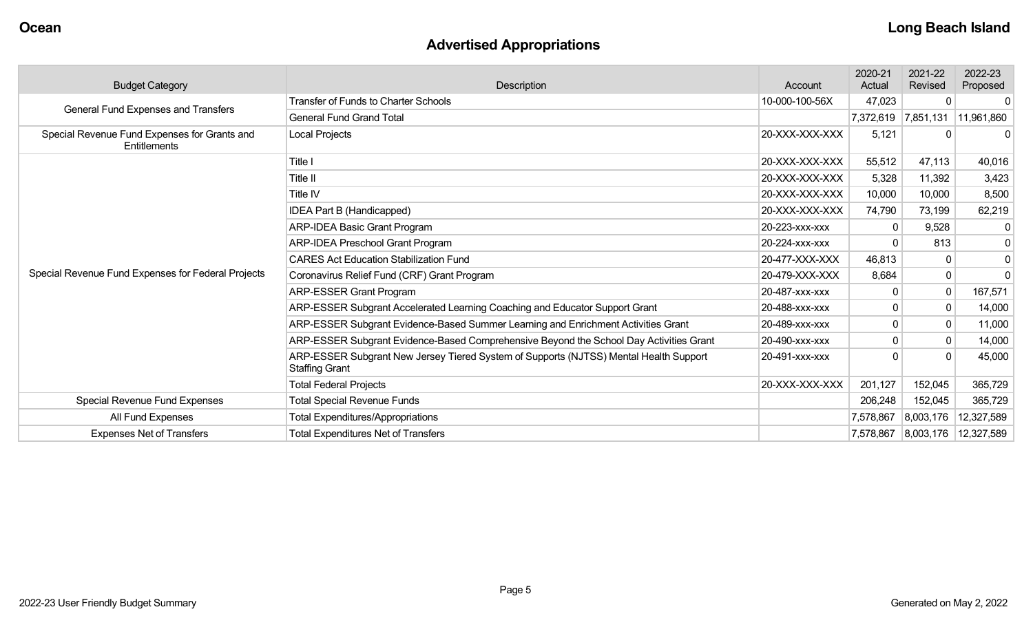**Ocean** **Long Beach Island**

## Advertised Appropriations

| Budget Category | Description | Account | 2020-21 Actual | 2021-22 Revised | 2022-23 Proposed |
|---|---|---|---|---|---|
| General Fund Expenses and Transfers | Transfer of Funds to Charter Schools | 10-000-100-56X | 47,023 | 0 | 0 |
| | General Fund Grand Total | | 7,372,619 | 7,851,131 | 11,961,860 |
| Special Revenue Fund Expenses for Grants and Entitlements | Local Projects | 20-XXX-XXX-XXX | 5,121 | 0 | 0 |
| Special Revenue Fund Expenses for Federal Projects | Title I | 20-XXX-XXX-XXX | 55,512 | 47,113 | 40,016 |
| | Title II | 20-XXX-XXX-XXX | 5,328 | 11,392 | 3,423 |
| | Title IV | 20-XXX-XXX-XXX | 10,000 | 10,000 | 8,500 |
| | IDEA Part B (Handicapped) | 20-XXX-XXX-XXX | 74,790 | 73,199 | 62,219 |
| | ARP-IDEA Basic Grant Program | 20-223-xxx-xxx | 0 | 9,528 | 0 |
| | ARP-IDEA Preschool Grant Program | 20-224-xxx-xxx | 0 | 813 | 0 |
| | CARES Act Education Stabilization Fund | 20-477-XXX-XXX | 46,813 | 0 | 0 |
| | Coronavirus Relief Fund (CRF) Grant Program | 20-479-XXX-XXX | 8,684 | 0 | 0 |
| | ARP-ESSER Grant Program | 20-487-xxx-xxx | 0 | 0 | 167,571 |
| | ARP-ESSER Subgrant Accelerated Learning Coaching and Educator Support Grant | 20-488-xxx-xxx | 0 | 0 | 14,000 |
| | ARP-ESSER Subgrant Evidence-Based Summer Learning and Enrichment Activities Grant | 20-489-xxx-xxx | 0 | 0 | 11,000 |
| | ARP-ESSER Subgrant Evidence-Based Comprehensive Beyond the School Day Activities Grant | 20-490-xxx-xxx | 0 | 0 | 14,000 |
| | ARP-ESSER Subgrant New Jersey Tiered System of Supports (NJTSS) Mental Health Support Staffing Grant | 20-491-xxx-xxx | 0 | 0 | 45,000 |
| | Total Federal Projects | 20-XXX-XXX-XXX | 201,127 | 152,045 | 365,729 |
| Special Revenue Fund Expenses | Total Special Revenue Funds | | 206,248 | 152,045 | 365,729 |
| All Fund Expenses | Total Expenditures/Appropriations | | 7,578,867 | 8,003,176 | 12,327,589 |
| Expenses Net of Transfers | Total Expenditures Net of Transfers | | 7,578,867 | 8,003,176 | 12,327,589 |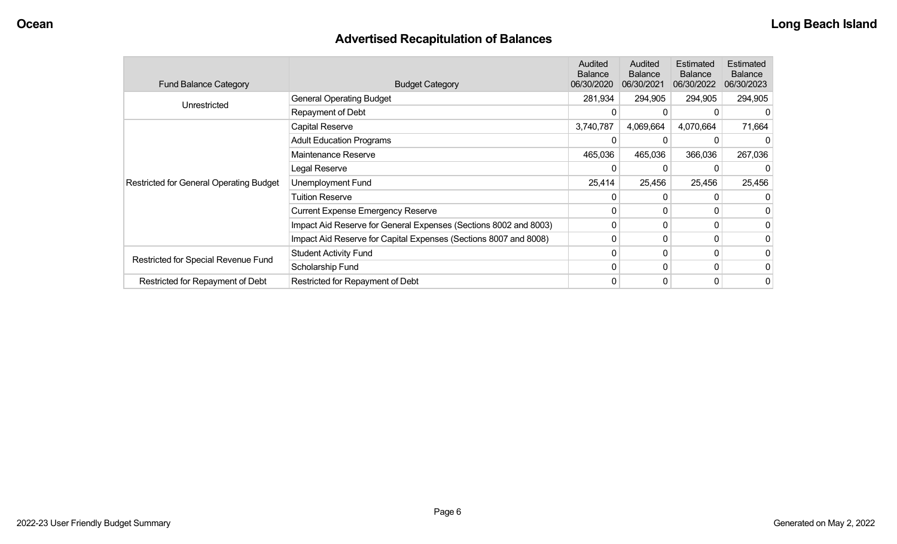# Advertised Recapitulation of Balances

| Fund Balance Category | Budget Category | Audited Balance 06/30/2020 | Audited Balance 06/30/2021 | Estimated Balance 06/30/2022 | Estimated Balance 06/30/2023 |
|---|---|---|---|---|---|
| Unrestricted | General Operating Budget | 281,934 | 294,905 | 294,905 | 294,905 |
| | Repayment of Debt | 0 | 0 | 0 | 0 |
| Restricted for General Operating Budget | Capital Reserve | 3,740,787 | 4,069,664 | 4,070,664 | 71,664 |
| | Adult Education Programs | 0 | 0 | 0 | 0 |
| | Maintenance Reserve | 465,036 | 465,036 | 366,036 | 267,036 |
| | Legal Reserve | 0 | 0 | 0 | 0 |
| | Unemployment Fund | 25,414 | 25,456 | 25,456 | 25,456 |
| | Tuition Reserve | 0 | 0 | 0 | 0 |
| | Current Expense Emergency Reserve | 0 | 0 | 0 | 0 |
| | Impact Aid Reserve for General Expenses (Sections 8002 and 8003) | 0 | 0 | 0 | 0 |
| | Impact Aid Reserve for Capital Expenses (Sections 8007 and 8008) | 0 | 0 | 0 | 0 |
| Restricted for Special Revenue Fund | Student Activity Fund | 0 | 0 | 0 | 0 |
| | Scholarship Fund | 0 | 0 | 0 | 0 |
| Restricted for Repayment of Debt | Restricted for Repayment of Debt | 0 | 0 | 0 | 0 |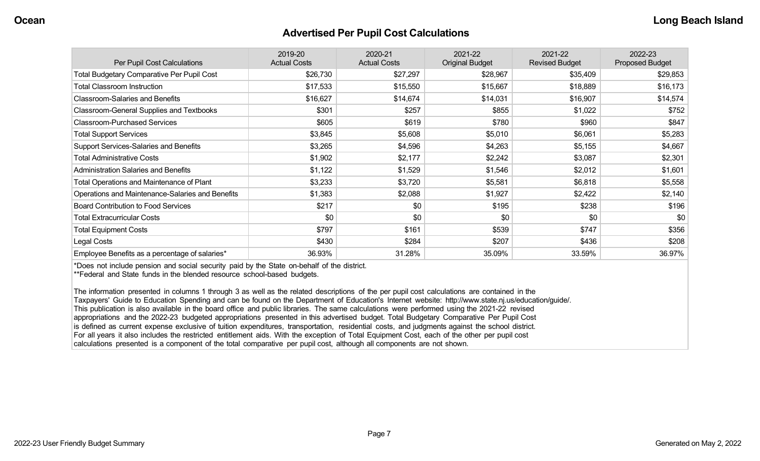## Advertised Per Pupil Cost Calculations

| Per Pupil Cost Calculations | 2019-20 Actual Costs | 2020-21 Actual Costs | 2021-22 Original Budget | 2021-22 Revised Budget | 2022-23 Proposed Budget |
|---|---|---|---|---|---|
| Total Budgetary Comparative Per Pupil Cost | $26,730 | $27,297 | $28,967 | $35,409 | $29,853 |
| Total Classroom Instruction | $17,533 | $15,550 | $15,667 | $18,889 | $16,173 |
| Classroom-Salaries and Benefits | $16,627 | $14,674 | $14,031 | $16,907 | $14,574 |
| Classroom-General Supplies and Textbooks | $301 | $257 | $855 | $1,022 | $752 |
| Classroom-Purchased Services | $605 | $619 | $780 | $960 | $847 |
| Total Support Services | $3,845 | $5,608 | $5,010 | $6,061 | $5,283 |
| Support Services-Salaries and Benefits | $3,265 | $4,596 | $4,263 | $5,155 | $4,667 |
| Total Administrative Costs | $1,902 | $2,177 | $2,242 | $3,087 | $2,301 |
| Administration Salaries and Benefits | $1,122 | $1,529 | $1,546 | $2,012 | $1,601 |
| Total Operations and Maintenance of Plant | $3,233 | $3,720 | $5,581 | $6,818 | $5,558 |
| Operations and Maintenance-Salaries and Benefits | $1,383 | $2,088 | $1,927 | $2,422 | $2,140 |
| Board Contribution to Food Services | $217 | $0 | $195 | $238 | $196 |
| Total Extracurricular Costs | $0 | $0 | $0 | $0 | $0 |
| Total Equipment Costs | $797 | $161 | $539 | $747 | $356 |
| Legal Costs | $430 | $284 | $207 | $436 | $208 |
| Employee Benefits as a percentage of salaries* | 36.93% | 31.28% | 35.09% | 33.59% | 36.97% |

*Does not include pension and social security paid by the State on-behalf of the district.

**Federal and State funds in the blended resource school-based budgets.

The information presented in columns 1 through 3 as well as the related descriptions of the per pupil cost calculations are contained in the Taxpayers' Guide to Education Spending and can be found on the Department of Education's Internet website: http://www.state.nj.us/education/guide/. This publication is also available in the board office and public libraries. The same calculations were performed using the 2021-22 revised appropriations and the 2022-23 budgeted appropriations presented in this advertised budget. Total Budgetary Comparative Per Pupil Cost is defined as current expense exclusive of tuition expenditures, transportation, residential costs, and judgments against the school district. For all years it also includes the restricted entitlement aids. With the exception of Total Equipment Cost, each of the other per pupil cost calculations presented is a component of the total comparative per pupil cost, although all components are not shown.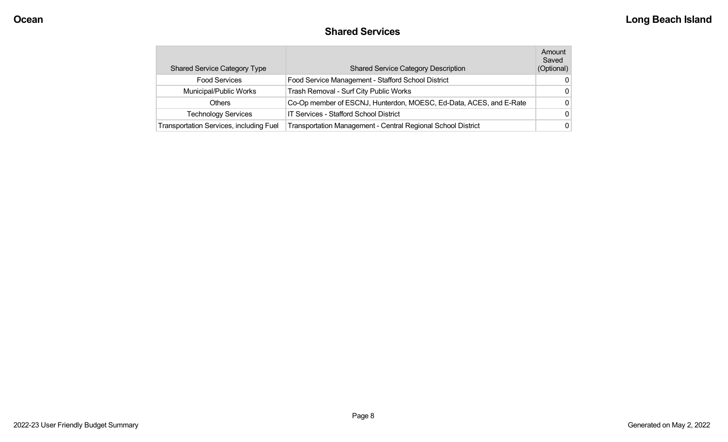## Shared Services

| Shared Service Category Type | Shared Service Category Description | Amount Saved (Optional) |
|---|---|---|
| Food Services | Food Service Management - Stafford School District | 0 |
| Municipal/Public Works | Trash Removal - Surf City Public Works | 0 |
| Others | Co-Op member of ESCNJ, Hunterdon, MOESC, Ed-Data, ACES, and E-Rate | 0 |
| Technology Services | IT Services - Stafford School District | 0 |
| Transportation Services, including Fuel | Transportation Management - Central Regional School District | 0 |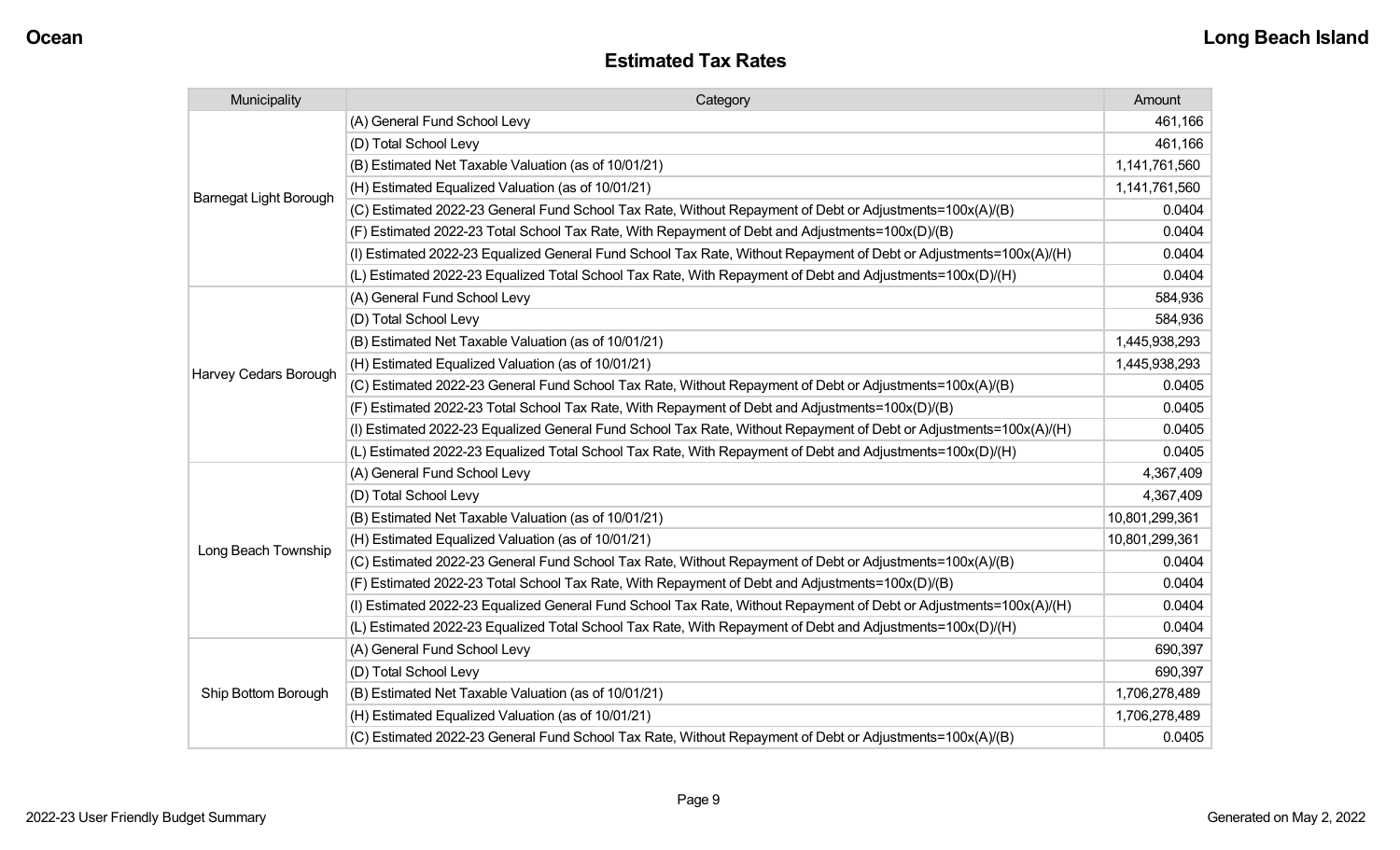## Estimated Tax Rates

| Municipality | Category | Amount |
|---|---|---|
| Barnegat Light Borough | (A) General Fund School Levy | 461,166 |
| | (D) Total School Levy | 461,166 |
| | (B) Estimated Net Taxable Valuation (as of 10/01/21) | 1,141,761,560 |
| | (H) Estimated Equalized Valuation (as of 10/01/21) | 1,141,761,560 |
| | (C) Estimated 2022-23 General Fund School Tax Rate, Without Repayment of Debt or Adjustments=100x(A)/(B) | 0.0404 |
| | (F) Estimated 2022-23 Total School Tax Rate, With Repayment of Debt and Adjustments=100x(D)/(B) | 0.0404 |
| | (I) Estimated 2022-23 Equalized General Fund School Tax Rate, Without Repayment of Debt or Adjustments=100x(A)/(H) | 0.0404 |
| | (L) Estimated 2022-23 Equalized Total School Tax Rate, With Repayment of Debt and Adjustments=100x(D)/(H) | 0.0404 |
| Harvey Cedars Borough | (A) General Fund School Levy | 584,936 |
| | (D) Total School Levy | 584,936 |
| | (B) Estimated Net Taxable Valuation (as of 10/01/21) | 1,445,938,293 |
| | (H) Estimated Equalized Valuation (as of 10/01/21) | 1,445,938,293 |
| | (C) Estimated 2022-23 General Fund School Tax Rate, Without Repayment of Debt or Adjustments=100x(A)/(B) | 0.0405 |
| | (F) Estimated 2022-23 Total School Tax Rate, With Repayment of Debt and Adjustments=100x(D)/(B) | 0.0405 |
| | (I) Estimated 2022-23 Equalized General Fund School Tax Rate, Without Repayment of Debt or Adjustments=100x(A)/(H) | 0.0405 |
| | (L) Estimated 2022-23 Equalized Total School Tax Rate, With Repayment of Debt and Adjustments=100x(D)/(H) | 0.0405 |
| Long Beach Township | (A) General Fund School Levy | 4,367,409 |
| | (D) Total School Levy | 4,367,409 |
| | (B) Estimated Net Taxable Valuation (as of 10/01/21) | 10,801,299,361 |
| | (H) Estimated Equalized Valuation (as of 10/01/21) | 10,801,299,361 |
| | (C) Estimated 2022-23 General Fund School Tax Rate, Without Repayment of Debt or Adjustments=100x(A)/(B) | 0.0404 |
| | (F) Estimated 2022-23 Total School Tax Rate, With Repayment of Debt and Adjustments=100x(D)/(B) | 0.0404 |
| | (I) Estimated 2022-23 Equalized General Fund School Tax Rate, Without Repayment of Debt or Adjustments=100x(A)/(H) | 0.0404 |
| | (L) Estimated 2022-23 Equalized Total School Tax Rate, With Repayment of Debt and Adjustments=100x(D)/(H) | 0.0404 |
| Ship Bottom Borough | (A) General Fund School Levy | 690,397 |
| | (D) Total School Levy | 690,397 |
| | (B) Estimated Net Taxable Valuation (as of 10/01/21) | 1,706,278,489 |
| | (H) Estimated Equalized Valuation (as of 10/01/21) | 1,706,278,489 |
| | (C) Estimated 2022-23 General Fund School Tax Rate, Without Repayment of Debt or Adjustments=100x(A)/(B) | 0.0405 |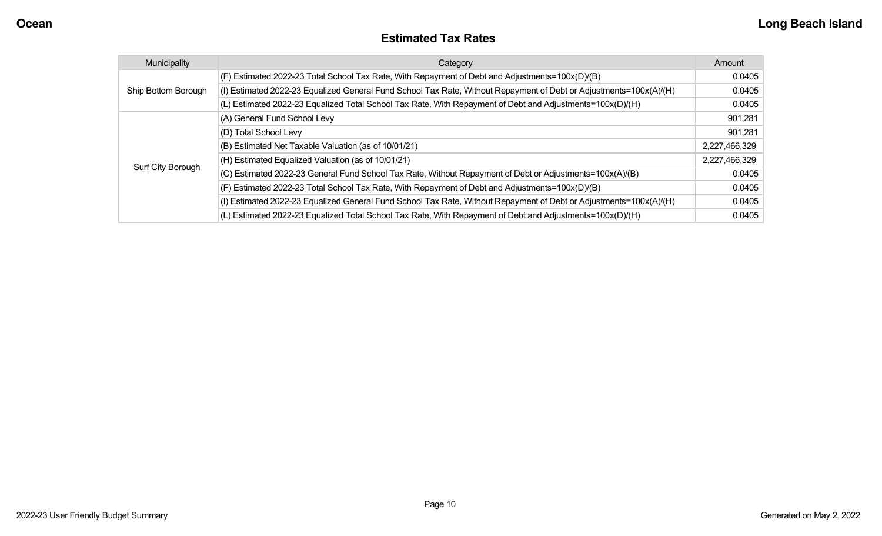## Estimated Tax Rates

| Municipality | Category | Amount |
|---|---|---|
| Ship Bottom Borough | (F) Estimated 2022-23 Total School Tax Rate, With Repayment of Debt and Adjustments=100x(D)/(B) | 0.0405 |
| | (I) Estimated 2022-23 Equalized General Fund School Tax Rate, Without Repayment of Debt or Adjustments=100x(A)/(H) | 0.0405 |
| | (L) Estimated 2022-23 Equalized Total School Tax Rate, With Repayment of Debt and Adjustments=100x(D)/(H) | 0.0405 |
| Surf City Borough | (A) General Fund School Levy | 901,281 |
| | (D) Total School Levy | 901,281 |
| | (B) Estimated Net Taxable Valuation (as of 10/01/21) | 2,227,466,329 |
| | (H) Estimated Equalized Valuation (as of 10/01/21) | 2,227,466,329 |
| | (C) Estimated 2022-23 General Fund School Tax Rate, Without Repayment of Debt or Adjustments=100x(A)/(B) | 0.0405 |
| | (F) Estimated 2022-23 Total School Tax Rate, With Repayment of Debt and Adjustments=100x(D)/(B) | 0.0405 |
| | (I) Estimated 2022-23 Equalized General Fund School Tax Rate, Without Repayment of Debt or Adjustments=100x(A)/(H) | 0.0405 |
| | (L) Estimated 2022-23 Equalized Total School Tax Rate, With Repayment of Debt and Adjustments=100x(D)/(H) | 0.0405 |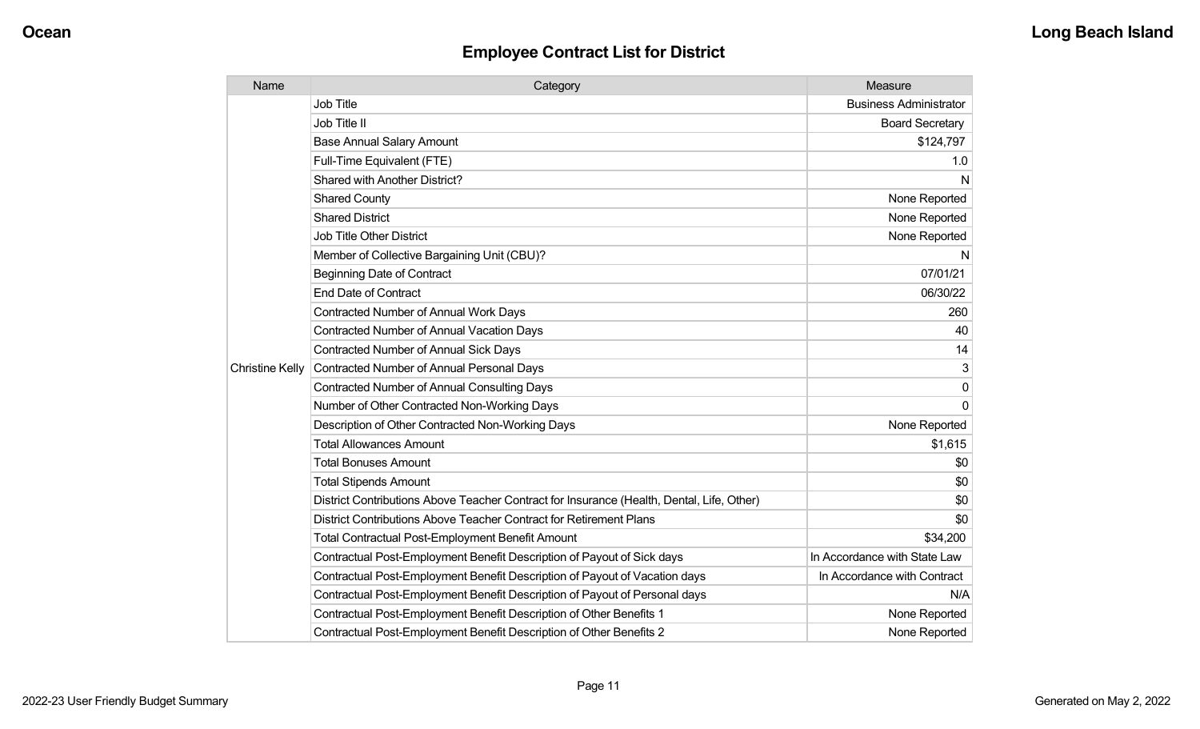## Employee Contract List for District

| Name | Category | Measure |
|---|---|---|
| Christine Kelly | Job Title | Business Administrator |
| | Job Title II | Board Secretary |
| | Base Annual Salary Amount | $124,797 |
| | Full-Time Equivalent (FTE) | 1.0 |
| | Shared with Another District? | N |
| | Shared County | None Reported |
| | Shared District | None Reported |
| | Job Title Other District | None Reported |
| | Member of Collective Bargaining Unit (CBU)? | N |
| | Beginning Date of Contract | 07/01/21 |
| | End Date of Contract | 06/30/22 |
| | Contracted Number of Annual Work Days | 260 |
| | Contracted Number of Annual Vacation Days | 40 |
| | Contracted Number of Annual Sick Days | 14 |
| | Contracted Number of Annual Personal Days | 3 |
| | Contracted Number of Annual Consulting Days | 0 |
| | Number of Other Contracted Non-Working Days | 0 |
| | Description of Other Contracted Non-Working Days | None Reported |
| | Total Allowances Amount | $1,615 |
| | Total Bonuses Amount | $0 |
| | Total Stipends Amount | $0 |
| | District Contributions Above Teacher Contract for Insurance (Health, Dental, Life, Other) | $0 |
| | District Contributions Above Teacher Contract for Retirement Plans | $0 |
| | Total Contractual Post-Employment Benefit Amount | $34,200 |
| | Contractual Post-Employment Benefit Description of Payout of Sick days | In Accordance with State Law |
| | Contractual Post-Employment Benefit Description of Payout of Vacation days | In Accordance with Contract |
| | Contractual Post-Employment Benefit Description of Payout of Personal days | N/A |
| | Contractual Post-Employment Benefit Description of Other Benefits 1 | None Reported |
| | Contractual Post-Employment Benefit Description of Other Benefits 2 | None Reported |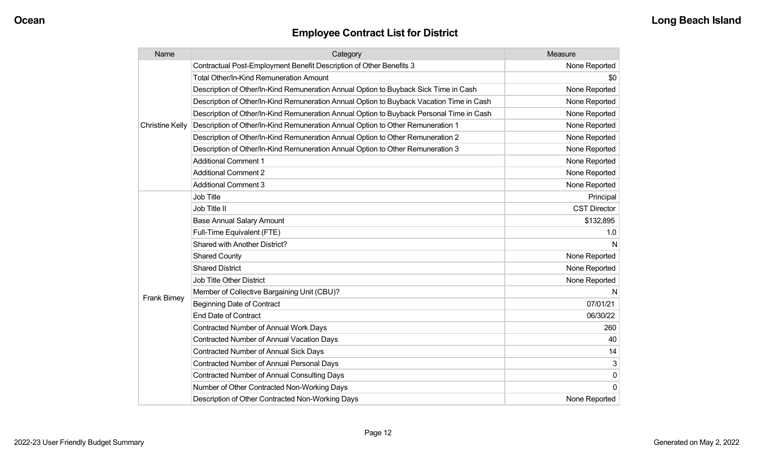# Employee Contract List for District

| Name | Category | Measure |
| --- | --- | --- |
| Christine Kelly | Contractual Post-Employment Benefit Description of Other Benefits 3 | None Reported |
| | Total Other/In-Kind Remuneration Amount | $0 |
| | Description of Other/In-Kind Remuneration Annual Option to Buyback Sick Time in Cash | None Reported |
| | Description of Other/In-Kind Remuneration Annual Option to Buyback Vacation Time in Cash | None Reported |
| | Description of Other/In-Kind Remuneration Annual Option to Buyback Personal Time in Cash | None Reported |
| | Description of Other/In-Kind Remuneration Annual Option to Other Remuneration 1 | None Reported |
| | Description of Other/In-Kind Remuneration Annual Option to Other Remuneration 2 | None Reported |
| | Description of Other/In-Kind Remuneration Annual Option to Other Remuneration 3 | None Reported |
| | Additional Comment 1 | None Reported |
| | Additional Comment 2 | None Reported |
| | Additional Comment 3 | None Reported |
| Frank Birney | Job Title | Principal |
| | Job Title II | CST Director |
| | Base Annual Salary Amount | $132,895 |
| | Full-Time Equivalent (FTE) | 1.0 |
| | Shared with Another District? | N |
| | Shared County | None Reported |
| | Shared District | None Reported |
| | Job Title Other District | None Reported |
| | Member of Collective Bargaining Unit (CBU)? | N |
| | Beginning Date of Contract | 07/01/21 |
| | End Date of Contract | 06/30/22 |
| | Contracted Number of Annual Work Days | 260 |
| | Contracted Number of Annual Vacation Days | 40 |
| | Contracted Number of Annual Sick Days | 14 |
| | Contracted Number of Annual Personal Days | 3 |
| | Contracted Number of Annual Consulting Days | 0 |
| | Number of Other Contracted Non-Working Days | 0 |
| | Description of Other Contracted Non-Working Days | None Reported |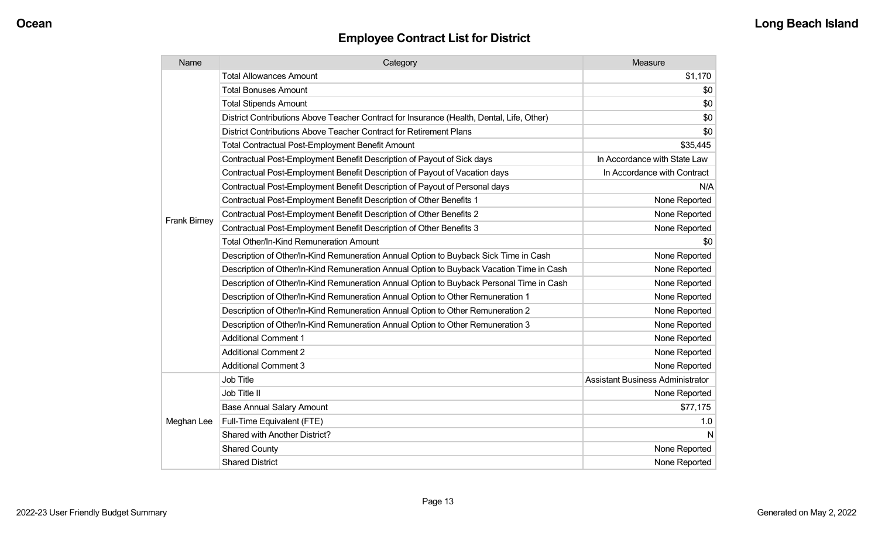## Employee Contract List for District

| Name | Category | Measure |
| --- | --- | --- |
| Frank Birney | Total Allowances Amount | $1,170 |
| | Total Bonuses Amount | $0 |
| | Total Stipends Amount | $0 |
| | District Contributions Above Teacher Contract for Insurance (Health, Dental, Life, Other) | $0 |
| | District Contributions Above Teacher Contract for Retirement Plans | $0 |
| | Total Contractual Post-Employment Benefit Amount | $35,445 |
| | Contractual Post-Employment Benefit Description of Payout of Sick days | In Accordance with State Law |
| | Contractual Post-Employment Benefit Description of Payout of Vacation days | In Accordance with Contract |
| | Contractual Post-Employment Benefit Description of Payout of Personal days | N/A |
| | Contractual Post-Employment Benefit Description of Other Benefits 1 | None Reported |
| | Contractual Post-Employment Benefit Description of Other Benefits 2 | None Reported |
| | Contractual Post-Employment Benefit Description of Other Benefits 3 | None Reported |
| | Total Other/In-Kind Remuneration Amount | $0 |
| | Description of Other/In-Kind Remuneration Annual Option to Buyback Sick Time in Cash | None Reported |
| | Description of Other/In-Kind Remuneration Annual Option to Buyback Vacation Time in Cash | None Reported |
| | Description of Other/In-Kind Remuneration Annual Option to Buyback Personal Time in Cash | None Reported |
| | Description of Other/In-Kind Remuneration Annual Option to Other Remuneration 1 | None Reported |
| | Description of Other/In-Kind Remuneration Annual Option to Other Remuneration 2 | None Reported |
| | Description of Other/In-Kind Remuneration Annual Option to Other Remuneration 3 | None Reported |
| | Additional Comment 1 | None Reported |
| | Additional Comment 2 | None Reported |
| | Additional Comment 3 | None Reported |
| Meghan Lee | Job Title | Assistant Business Administrator |
| | Job Title II | None Reported |
| | Base Annual Salary Amount | $77,175 |
| | Full-Time Equivalent (FTE) | 1.0 |
| | Shared with Another District? | N |
| | Shared County | None Reported |
| | Shared District | None Reported |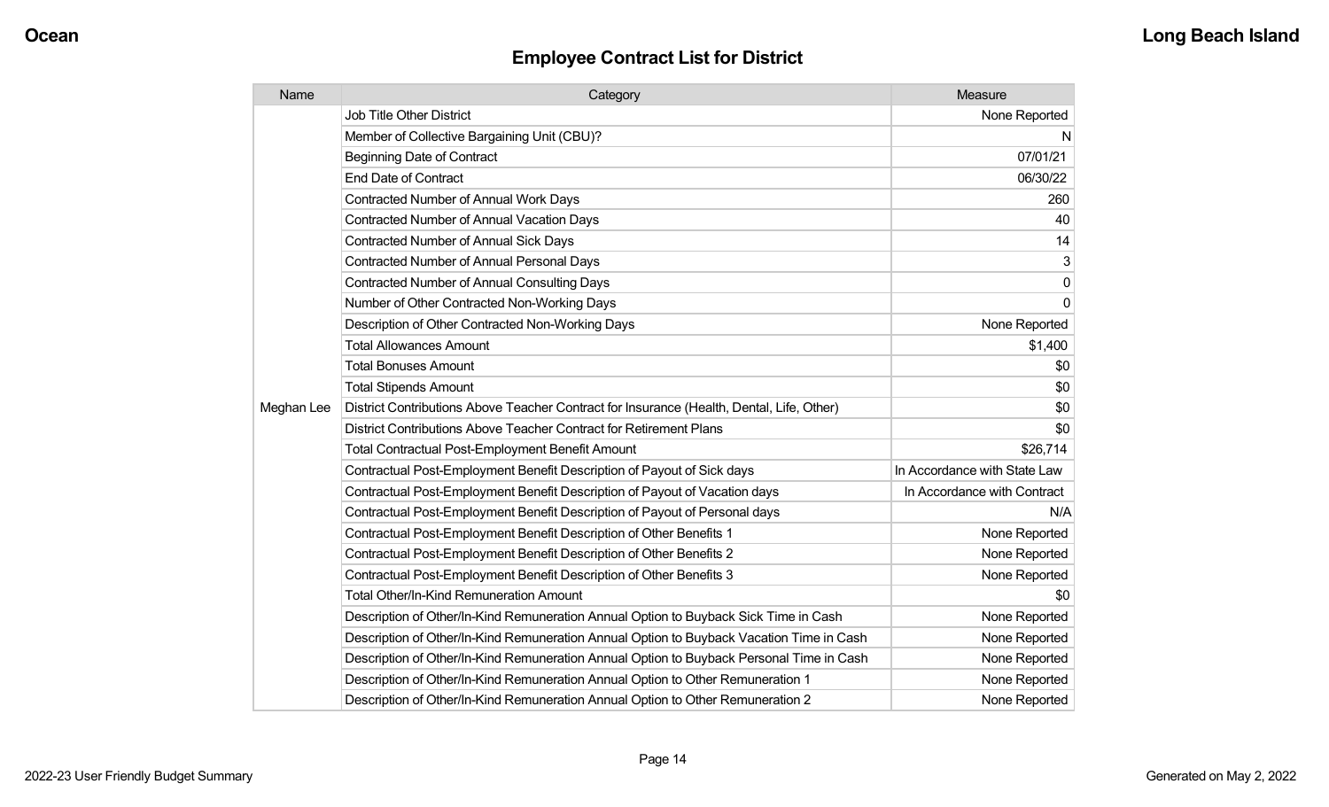## Employee Contract List for District

| Name | Category | Measure |
|---|---|---|
| Meghan Lee | Job Title Other District | None Reported |
| | Member of Collective Bargaining Unit (CBU)? | N |
| | Beginning Date of Contract | 07/01/21 |
| | End Date of Contract | 06/30/22 |
| | Contracted Number of Annual Work Days | 260 |
| | Contracted Number of Annual Vacation Days | 40 |
| | Contracted Number of Annual Sick Days | 14 |
| | Contracted Number of Annual Personal Days | 3 |
| | Contracted Number of Annual Consulting Days | 0 |
| | Number of Other Contracted Non-Working Days | 0 |
| | Description of Other Contracted Non-Working Days | None Reported |
| | Total Allowances Amount | $1,400 |
| | Total Bonuses Amount | $0 |
| | Total Stipends Amount | $0 |
| | District Contributions Above Teacher Contract for Insurance (Health, Dental, Life, Other) | $0 |
| | District Contributions Above Teacher Contract for Retirement Plans | $0 |
| | Total Contractual Post-Employment Benefit Amount | $26,714 |
| | Contractual Post-Employment Benefit Description of Payout of Sick days | In Accordance with State Law |
| | Contractual Post-Employment Benefit Description of Payout of Vacation days | In Accordance with Contract |
| | Contractual Post-Employment Benefit Description of Payout of Personal days | N/A |
| | Contractual Post-Employment Benefit Description of Other Benefits 1 | None Reported |
| | Contractual Post-Employment Benefit Description of Other Benefits 2 | None Reported |
| | Contractual Post-Employment Benefit Description of Other Benefits 3 | None Reported |
| | Total Other/In-Kind Remuneration Amount | $0 |
| | Description of Other/In-Kind Remuneration Annual Option to Buyback Sick Time in Cash | None Reported |
| | Description of Other/In-Kind Remuneration Annual Option to Buyback Vacation Time in Cash | None Reported |
| | Description of Other/In-Kind Remuneration Annual Option to Buyback Personal Time in Cash | None Reported |
| | Description of Other/In-Kind Remuneration Annual Option to Other Remuneration 1 | None Reported |
| | Description of Other/In-Kind Remuneration Annual Option to Other Remuneration 2 | None Reported |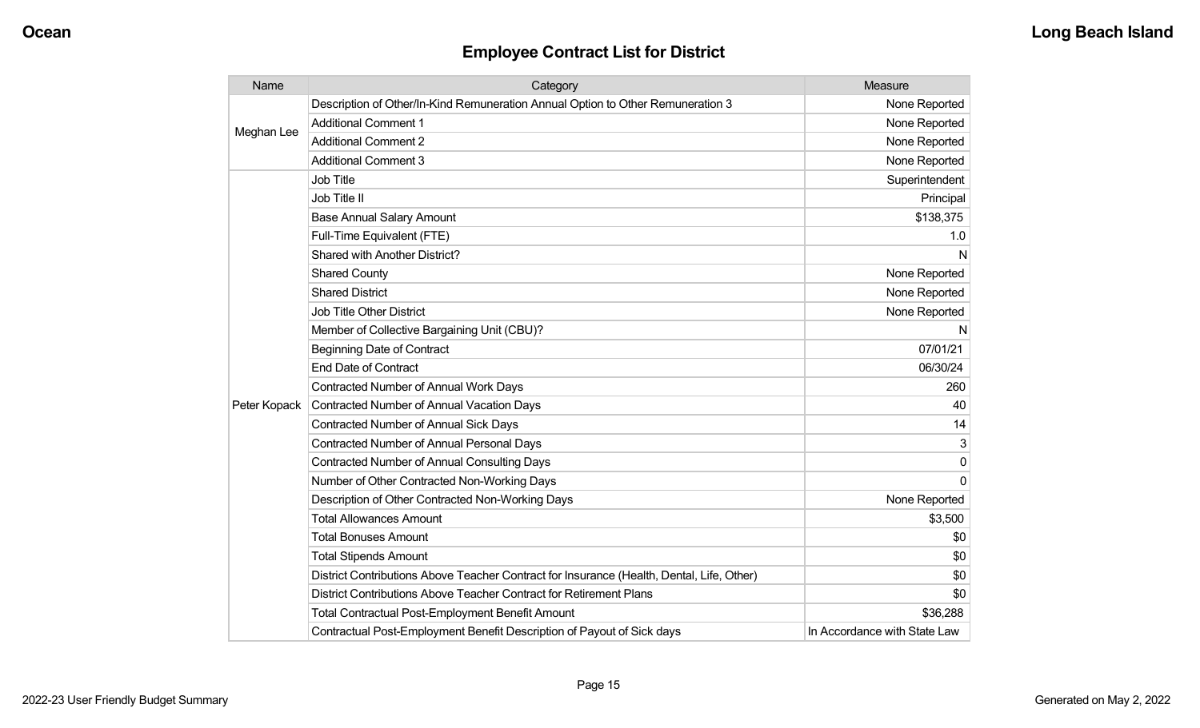## Employee Contract List for District

| Name | Category | Measure |
|---|---|---|
| Meghan Lee | Description of Other/In-Kind Remuneration Annual Option to Other Remuneration 3 | None Reported |
| | Additional Comment 1 | None Reported |
| | Additional Comment 2 | None Reported |
| | Additional Comment 3 | None Reported |
| Peter Kopack | Job Title | Superintendent |
| | Job Title II | Principal |
| | Base Annual Salary Amount | $138,375 |
| | Full-Time Equivalent (FTE) | 1.0 |
| | Shared with Another District? | N |
| | Shared County | None Reported |
| | Shared District | None Reported |
| | Job Title Other District | None Reported |
| | Member of Collective Bargaining Unit (CBU)? | N |
| | Beginning Date of Contract | 07/01/21 |
| | End Date of Contract | 06/30/24 |
| | Contracted Number of Annual Work Days | 260 |
| | Contracted Number of Annual Vacation Days | 40 |
| | Contracted Number of Annual Sick Days | 14 |
| | Contracted Number of Annual Personal Days | 3 |
| | Contracted Number of Annual Consulting Days | 0 |
| | Number of Other Contracted Non-Working Days | 0 |
| | Description of Other Contracted Non-Working Days | None Reported |
| | Total Allowances Amount | $3,500 |
| | Total Bonuses Amount | $0 |
| | Total Stipends Amount | $0 |
| | District Contributions Above Teacher Contract for Insurance (Health, Dental, Life, Other) | $0 |
| | District Contributions Above Teacher Contract for Retirement Plans | $0 |
| | Total Contractual Post-Employment Benefit Amount | $36,288 |
| | Contractual Post-Employment Benefit Description of Payout of Sick days | In Accordance with State Law |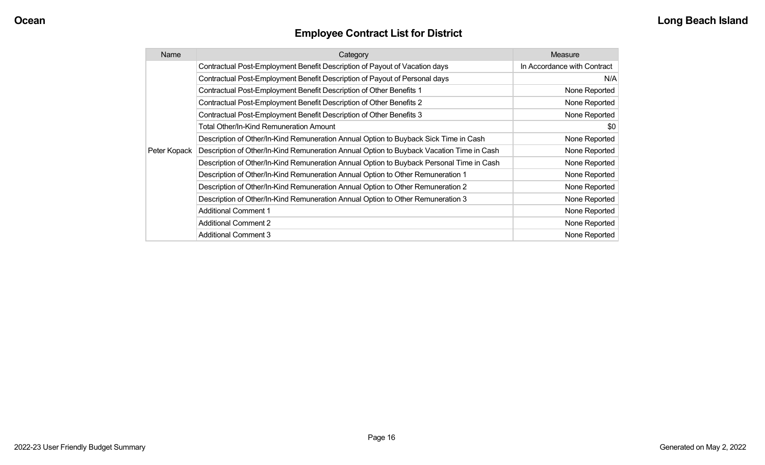## Employee Contract List for District

| Name | Category | Measure |
|---|---|---|
| Peter Kopack | Contractual Post-Employment Benefit Description of Payout of Vacation days | In Accordance with Contract |
| | Contractual Post-Employment Benefit Description of Payout of Personal days | N/A |
| | Contractual Post-Employment Benefit Description of Other Benefits 1 | None Reported |
| | Contractual Post-Employment Benefit Description of Other Benefits 2 | None Reported |
| | Contractual Post-Employment Benefit Description of Other Benefits 3 | None Reported |
| | Total Other/In-Kind Remuneration Amount | $0 |
| | Description of Other/In-Kind Remuneration Annual Option to Buyback Sick Time in Cash | None Reported |
| | Description of Other/In-Kind Remuneration Annual Option to Buyback Vacation Time in Cash | None Reported |
| | Description of Other/In-Kind Remuneration Annual Option to Buyback Personal Time in Cash | None Reported |
| | Description of Other/In-Kind Remuneration Annual Option to Other Remuneration 1 | None Reported |
| | Description of Other/In-Kind Remuneration Annual Option to Other Remuneration 2 | None Reported |
| | Description of Other/In-Kind Remuneration Annual Option to Other Remuneration 3 | None Reported |
| | Additional Comment 1 | None Reported |
| | Additional Comment 2 | None Reported |
| | Additional Comment 3 | None Reported |